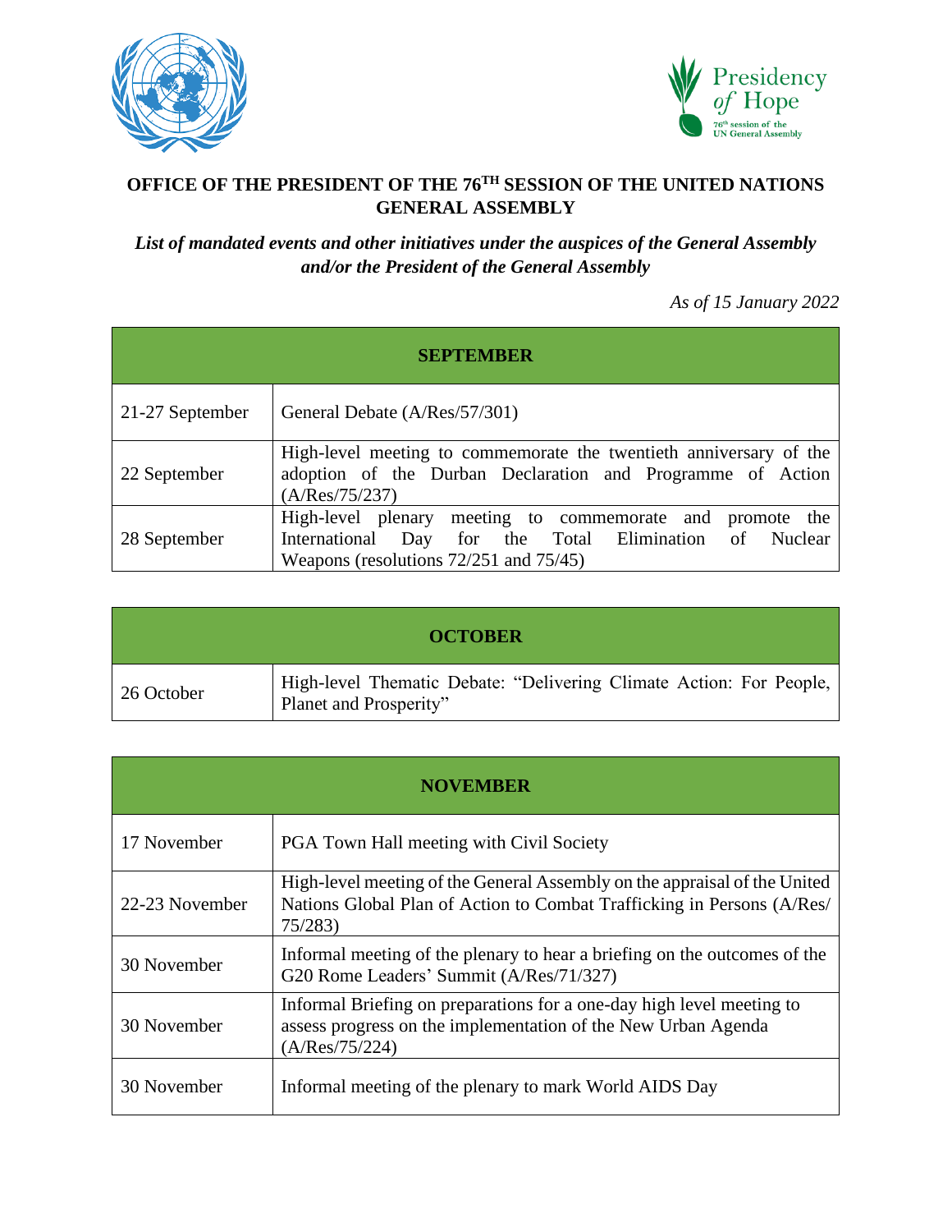# OFFICE OF THE PRESIDENT OF THE 76TH SESSION OF THE UNITED NATIONS GENERAL ASSEMBLY

***List of mandated events and other initiatives under the auspices of the General Assembly and/or the President of the General Assembly***

*As of 15 January 2022*

| **SEPTEMBER** | |
|---|---|
| 21-27 September | General Debate (A/Res/57/301) |
| 22 September | High-level meeting to commemorate the twentieth anniversary of the adoption of the Durban Declaration and Programme of Action (A/Res/75/237) |
| 28 September | High-level plenary meeting to commemorate and promote the International Day for the Total Elimination of Nuclear Weapons (resolutions 72/251 and 75/45) |

| **OCTOBER** | |
|---|---|
| 26 October | High-level Thematic Debate: "Delivering Climate Action: For People, Planet and Prosperity" |

| **NOVEMBER** | |
|---|---|
| 17 November | PGA Town Hall meeting with Civil Society |
| 22-23 November | High-level meeting of the General Assembly on the appraisal of the United Nations Global Plan of Action to Combat Trafficking in Persons (A/Res/ 75/283) |
| 30 November | Informal meeting of the plenary to hear a briefing on the outcomes of the G20 Rome Leaders' Summit (A/Res/71/327) |
| 30 November | Informal Briefing on preparations for a one-day high level meeting to assess progress on the implementation of the New Urban Agenda (A/Res/75/224) |
| 30 November | Informal meeting of the plenary to mark World AIDS Day |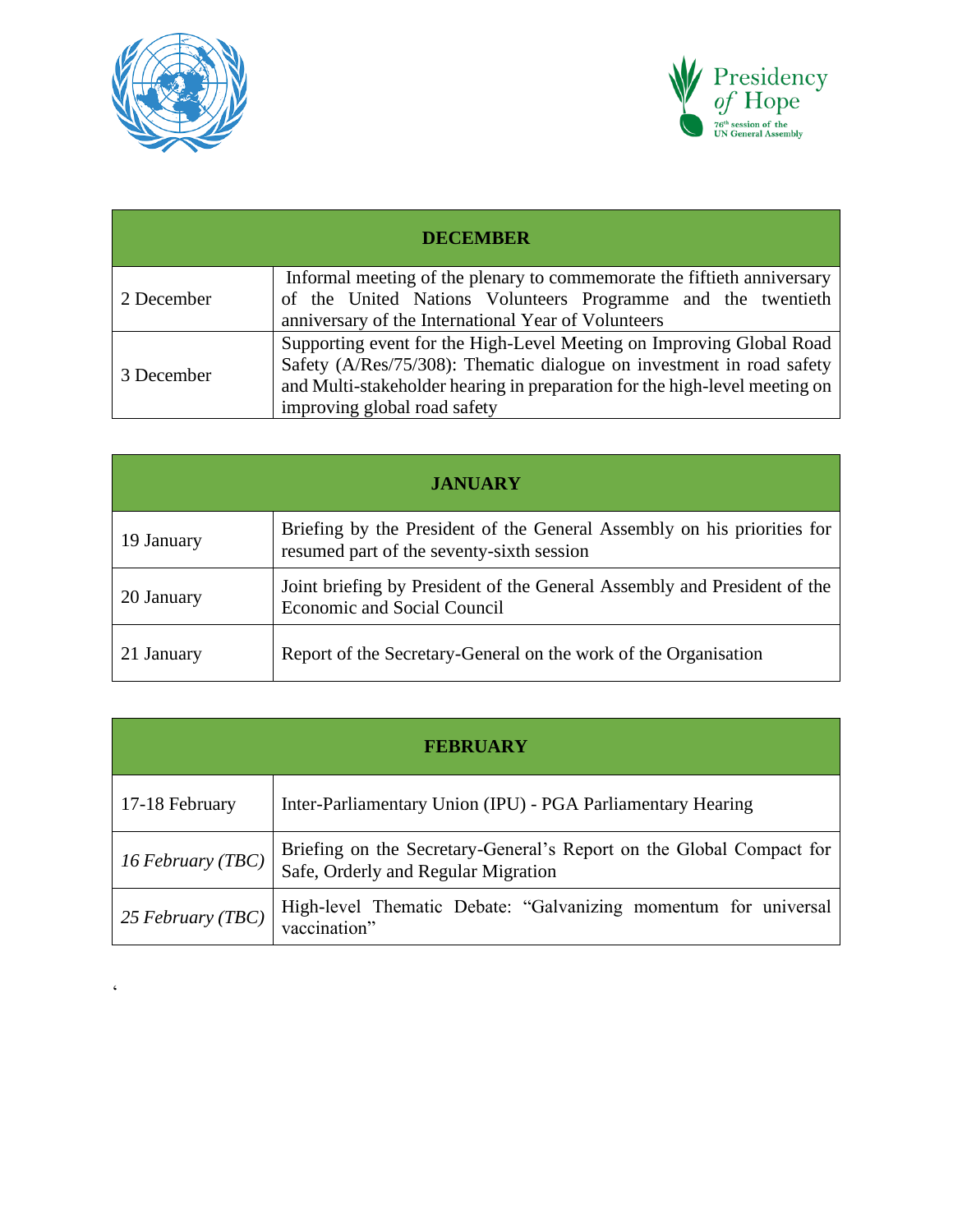| DECEMBER | |
|---|---|
| 2 December | Informal meeting of the plenary to commemorate the fiftieth anniversary of the United Nations Volunteers Programme and the twentieth anniversary of the International Year of Volunteers |
| 3 December | Supporting event for the High-Level Meeting on Improving Global Road Safety (A/Res/75/308): Thematic dialogue on investment in road safety and Multi-stakeholder hearing in preparation for the high-level meeting on improving global road safety |

| JANUARY | |
|---|---|
| 19 January | Briefing by the President of the General Assembly on his priorities for resumed part of the seventy-sixth session |
| 20 January | Joint briefing by President of the General Assembly and President of the Economic and Social Council |
| 21 January | Report of the Secretary-General on the work of the Organisation |

| FEBRUARY | |
|---|---|
| 17-18 February | Inter-Parliamentary Union (IPU) - PGA Parliamentary Hearing |
| *16 February (TBC)* | Briefing on the Secretary-General's Report on the Global Compact for Safe, Orderly and Regular Migration |
| *25 February (TBC)* | High-level Thematic Debate: "Galvanizing momentum for universal vaccination" |

'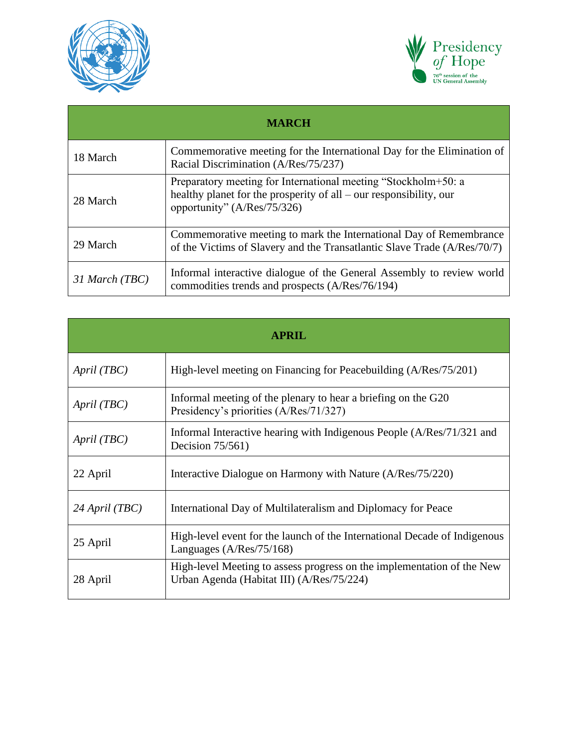| MARCH | |
|---|---|
| 18 March | Commemorative meeting for the International Day for the Elimination of Racial Discrimination (A/Res/75/237) |
| 28 March | Preparatory meeting for International meeting "Stockholm+50: a healthy planet for the prosperity of all – our responsibility, our opportunity" (A/Res/75/326) |
| 29 March | Commemorative meeting to mark the International Day of Remembrance of the Victims of Slavery and the Transatlantic Slave Trade (A/Res/70/7) |
| *31 March (TBC)* | Informal interactive dialogue of the General Assembly to review world commodities trends and prospects (A/Res/76/194) |

| APRIL | |
|---|---|
| *April (TBC)* | High-level meeting on Financing for Peacebuilding (A/Res/75/201) |
| *April (TBC)* | Informal meeting of the plenary to hear a briefing on the G20 Presidency's priorities (A/Res/71/327) |
| *April (TBC)* | Informal Interactive hearing with Indigenous People (A/Res/71/321 and Decision 75/561) |
| 22 April | Interactive Dialogue on Harmony with Nature (A/Res/75/220) |
| *24 April (TBC)* | International Day of Multilateralism and Diplomacy for Peace |
| 25 April | High-level event for the launch of the International Decade of Indigenous Languages (A/Res/75/168) |
| 28 April | High-level Meeting to assess progress on the implementation of the New Urban Agenda (Habitat III) (A/Res/75/224) |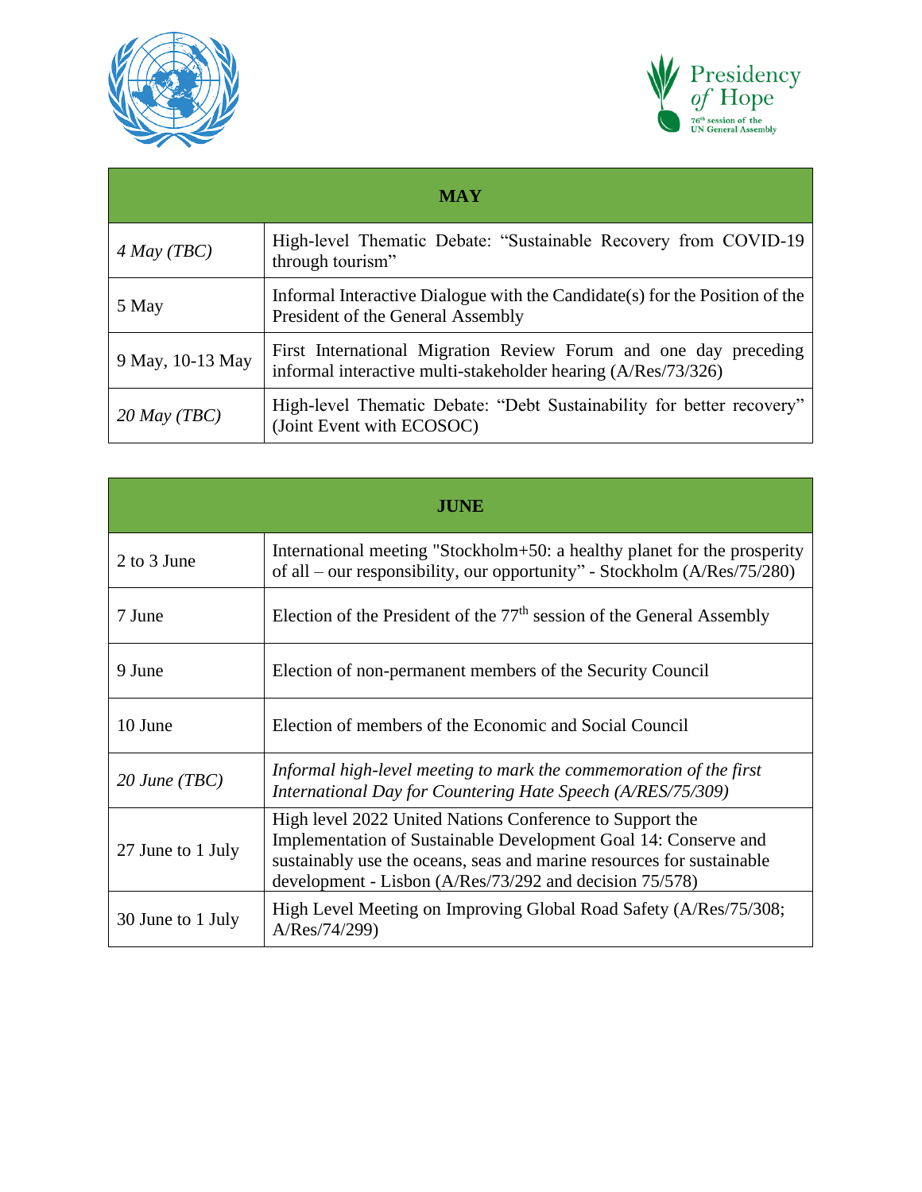| MAY | |
|---|---|
| *4 May (TBC)* | High-level Thematic Debate: “Sustainable Recovery from COVID-19 through tourism” |
| 5 May | Informal Interactive Dialogue with the Candidate(s) for the Position of the President of the General Assembly |
| 9 May, 10-13 May | First International Migration Review Forum and one day preceding informal interactive multi-stakeholder hearing (A/Res/73/326) |
| *20 May (TBC)* | High-level Thematic Debate: “Debt Sustainability for better recovery” (Joint Event with ECOSOC) |

| JUNE | |
|---|---|
| 2 to 3 June | International meeting "Stockholm+50: a healthy planet for the prosperity of all – our responsibility, our opportunity" - Stockholm (A/Res/75/280) |
| 7 June | Election of the President of the 77th session of the General Assembly |
| 9 June | Election of non-permanent members of the Security Council |
| 10 June | Election of members of the Economic and Social Council |
| *20 June (TBC)* | *Informal high-level meeting to mark the commemoration of the first International Day for Countering Hate Speech (A/RES/75/309)* |
| 27 June to 1 July | High level 2022 United Nations Conference to Support the Implementation of Sustainable Development Goal 14: Conserve and sustainably use the oceans, seas and marine resources for sustainable development - Lisbon (A/Res/73/292 and decision 75/578) |
| 30 June to 1 July | High Level Meeting on Improving Global Road Safety (A/Res/75/308; A/Res/74/299) |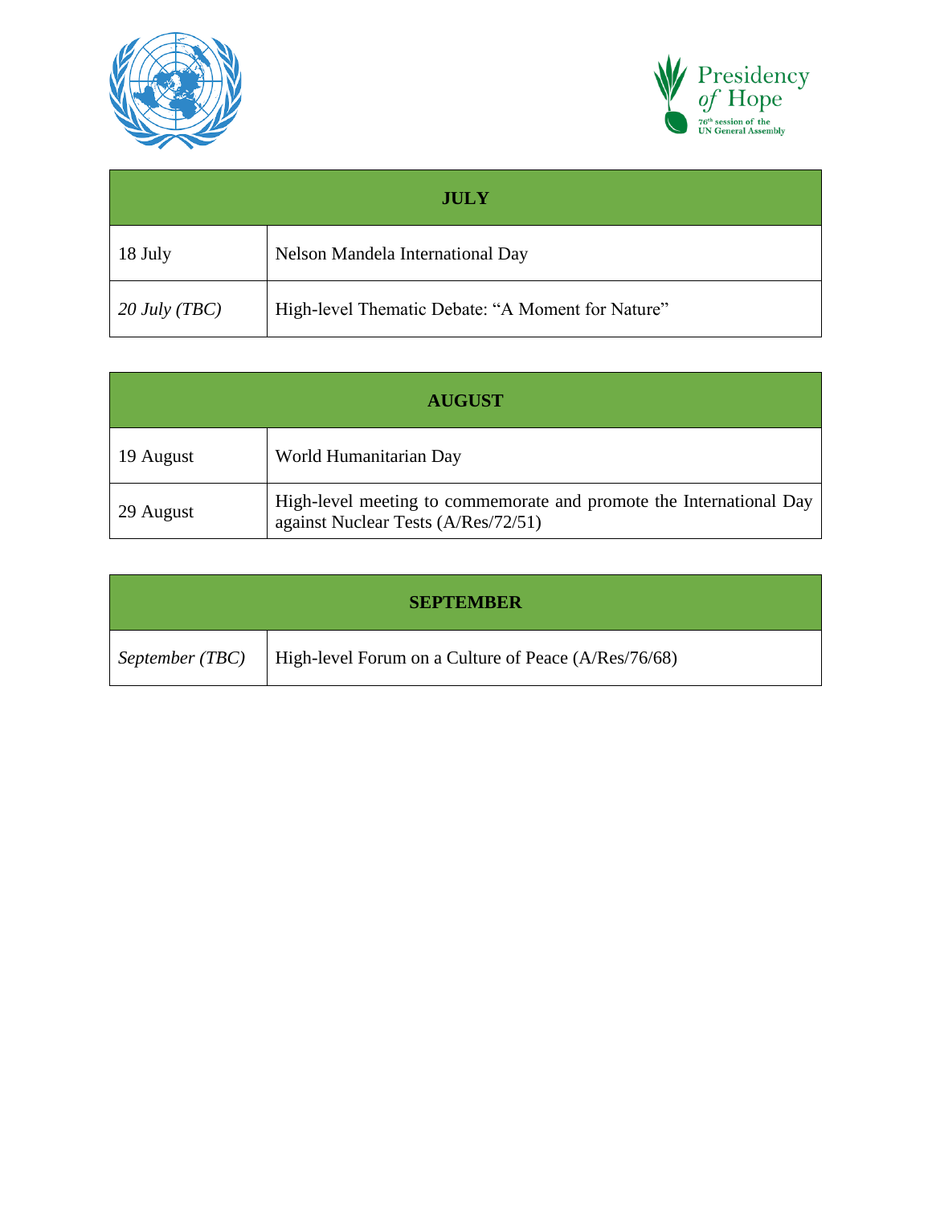| JULY | |
| --- | --- |
| 18 July | Nelson Mandela International Day |
| *20 July (TBC)* | High-level Thematic Debate: "A Moment for Nature" |

| AUGUST | |
| --- | --- |
| 19 August | World Humanitarian Day |
| 29 August | High-level meeting to commemorate and promote the International Day against Nuclear Tests (A/Res/72/51) |

| SEPTEMBER | |
| --- | --- |
| *September (TBC)* | High-level Forum on a Culture of Peace (A/Res/76/68) |